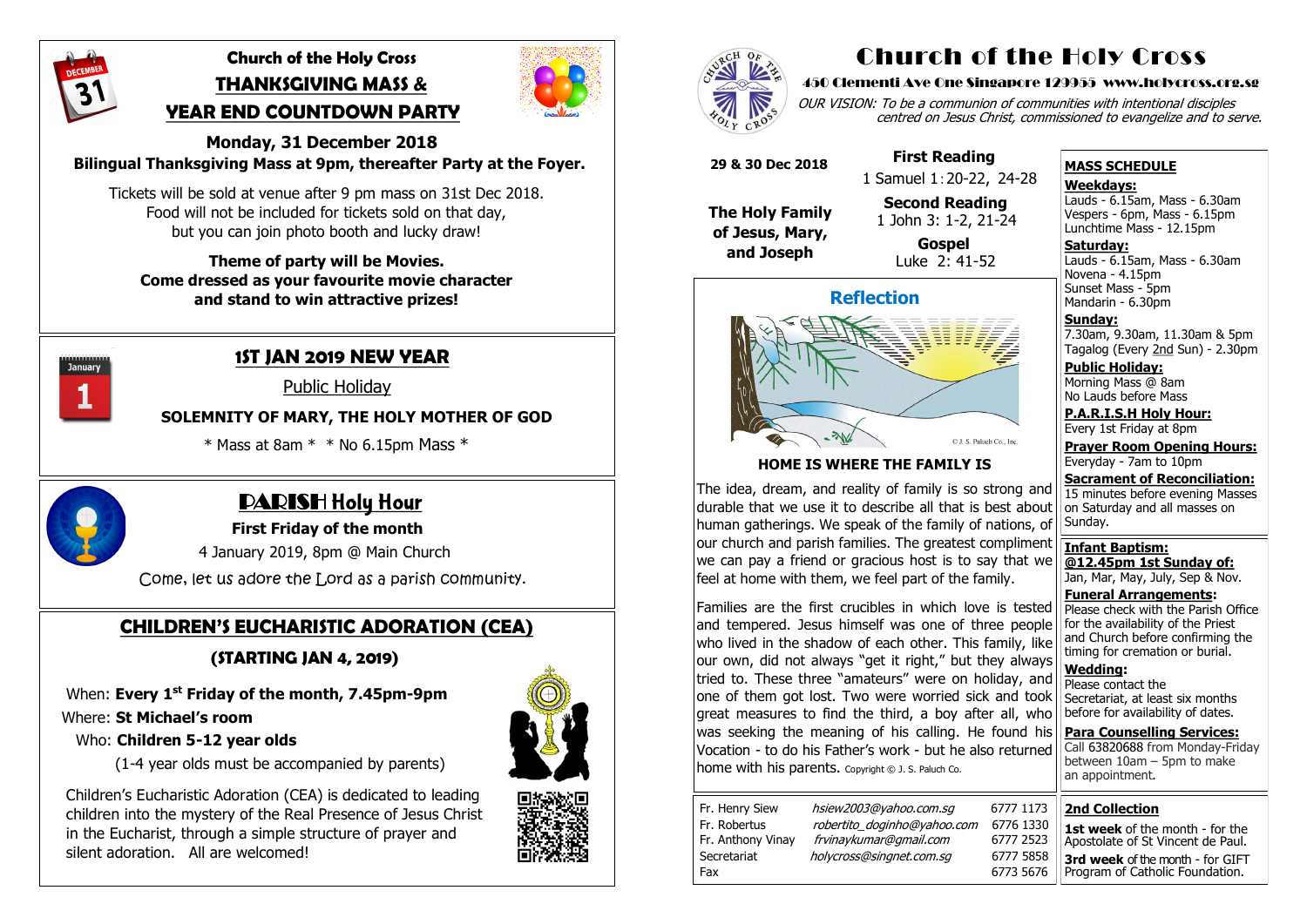# Church of the Holy Cross

## THANKSGIVING MASS & YEAR END COUNTDOWN PARTY

**Monday, 31 December 2018**
**Bilingual Thanksgiving Mass at 9pm, thereafter Party at the Foyer.**

Tickets will be sold at venue after 9 pm mass on 31st Dec 2018.
Food will not be included for tickets sold on that day,
but you can join photo booth and lucky draw!

**Theme of party will be Movies.**
**Come dressed as your favourite movie character and stand to win attractive prizes!**

## 1ST JAN 2019 NEW YEAR

Public Holiday

**SOLEMNITY OF MARY, THE HOLY MOTHER OF GOD**

* Mass at 8am * * No 6.15pm Mass *

## PARISH Holy Hour

**First Friday of the month**

4 January 2019, 8pm @ Main Church

Come, let us adore the Lord as a parish community.

## CHILDREN'S EUCHARISTIC ADORATION (CEA)

**(STARTING JAN 4, 2019)**

When: **Every 1st Friday of the month, 7.45pm-9pm**
Where: **St Michael's room**
Who: **Children 5-12 year olds**
(1-4 year olds must be accompanied by parents)

Children's Eucharistic Adoration (CEA) is dedicated to leading children into the mystery of the Real Presence of Jesus Christ in the Eucharist, through a simple structure of prayer and silent adoration. All are welcomed!

# Church of the Holy Cross

**450 Clementi Ave One Singapore 129955 www.holycross.org.sg**

*OUR VISION: To be a communion of communities with intentional disciples centred on Jesus Christ, commissioned to evangelize and to serve.*

**29 & 30 Dec 2018**

**The Holy Family of Jesus, Mary, and Joseph**

**First Reading**
1 Samuel 1:20-22, 24-28

**Second Reading**
1 John 3: 1-2, 21-24

**Gospel**
Luke 2: 41-52

## Reflection

© J. S. Paluch Co., Inc.

**HOME IS WHERE THE FAMILY IS**

The idea, dream, and reality of family is so strong and durable that we use it to describe all that is best about human gatherings. We speak of the family of nations, of our church and parish families. The greatest compliment we can pay a friend or gracious host is to say that we feel at home with them, we feel part of the family.

Families are the first crucibles in which love is tested and tempered. Jesus himself was one of three people who lived in the shadow of each other. This family, like our own, did not always "get it right," but they always tried to. These three "amateurs" were on holiday, and one of them got lost. Two were worried sick and took great measures to find the third, a boy after all, who was seeking the meaning of his calling. He found his Vocation - to do his Father's work - but he also returned home with his parents. Copyright © J. S. Paluch Co.

| | | |
|---|---|---|
| Fr. Henry Siew | *hsiew2003@yahoo.com.sg* | 6777 1173 |
| Fr. Robertus | *robertito_doginho@yahoo.com* | 6776 1330 |
| Fr. Anthony Vinay | *frvinaykumar@gmail.com* | 6777 2523 |
| Secretariat | *holycross@singnet.com.sg* | 6777 5858 |
| Fax | | 6773 5676 |

**MASS SCHEDULE**

**Weekdays:**
Lauds - 6.15am, Mass - 6.30am
Vespers - 6pm, Mass - 6.15pm
Lunchtime Mass - 12.15pm

**Saturday:**
Lauds - 6.15am, Mass - 6.30am
Novena - 4.15pm
Sunset Mass - 5pm
Mandarin - 6.30pm

**Sunday:**
7.30am, 9.30am, 11.30am & 5pm
Tagalog (Every 2nd Sun) - 2.30pm

**Public Holiday:**
Morning Mass @ 8am
No Lauds before Mass

**P.A.R.I.S.H Holy Hour:**
Every 1st Friday at 8pm

**Prayer Room Opening Hours:**
Everyday - 7am to 10pm

**Sacrament of Reconciliation:**
15 minutes before evening Masses on Saturday and all masses on Sunday.

**Infant Baptism:**
**@12.45pm 1st Sunday of:**
Jan, Mar, May, July, Sep & Nov.

**Funeral Arrangements:**
Please check with the Parish Office for the availability of the Priest and Church before confirming the timing for cremation or burial.

**Wedding:**
Please contact the Secretariat, at least six months before for availability of dates.

**Para Counselling Services:**
Call 63820688 from Monday-Friday between 10am – 5pm to make an appointment.

**2nd Collection**

**1st week** of the month - for the Apostolate of St Vincent de Paul.

**3rd week** of the month - for GIFT Program of Catholic Foundation.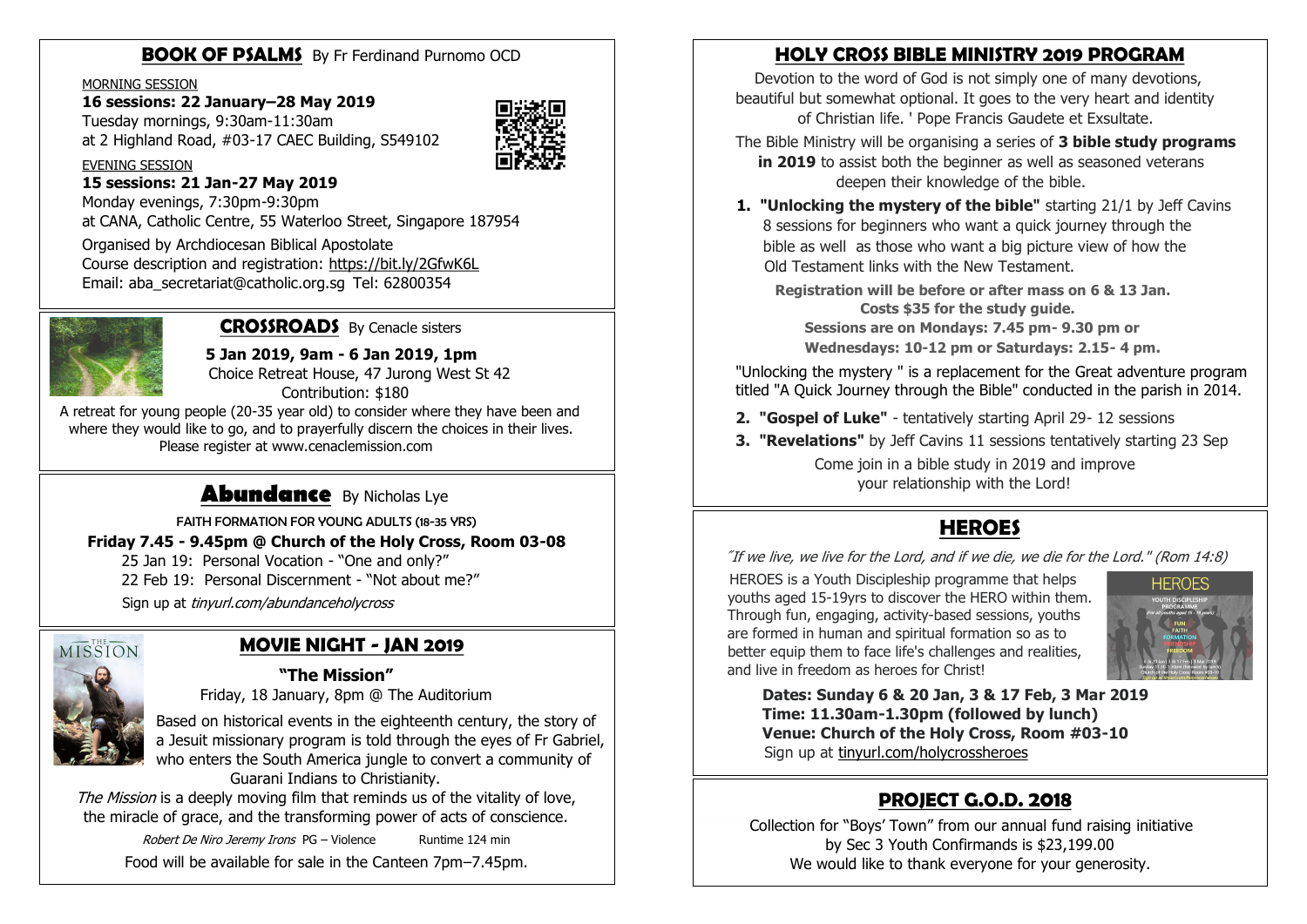## BOOK OF PSALMS By Fr Ferdinand Purnomo OCD

MORNING SESSION

**16 sessions: 22 January–28 May 2019**

Tuesday mornings, 9:30am-11:30am
at 2 Highland Road, #03-17 CAEC Building, S549102

EVENING SESSION

**15 sessions: 21 Jan-27 May 2019**

Monday evenings, 7:30pm-9:30pm
at CANA, Catholic Centre, 55 Waterloo Street, Singapore 187954

Organised by Archdiocesan Biblical Apostolate
Course description and registration: https://bit.ly/2GfwK6L
Email: aba_secretariat@catholic.org.sg Tel: 62800354

## CROSSROADS By Cenacle sisters

**5 Jan 2019, 9am - 6 Jan 2019, 1pm**

Choice Retreat House, 47 Jurong West St 42
Contribution: $180

A retreat for young people (20-35 year old) to consider where they have been and where they would like to go, and to prayerfully discern the choices in their lives. Please register at www.cenaclemission.com

## Abundance By Nicholas Lye

FAITH FORMATION FOR YOUNG ADULTS (18-35 YRS)

**Friday 7.45 - 9.45pm @ Church of the Holy Cross, Room 03-08**

25 Jan 19: Personal Vocation - "One and only?"
22 Feb 19: Personal Discernment - "Not about me?"

Sign up at *tinyurl.com/abundanceholycross*

## MOVIE NIGHT - JAN 2019

**"The Mission"**

Friday, 18 January, 8pm @ The Auditorium

Based on historical events in the eighteenth century, the story of a Jesuit missionary program is told through the eyes of Fr Gabriel, who enters the South America jungle to convert a community of Guarani Indians to Christianity.

*The Mission* is a deeply moving film that reminds us of the vitality of love, the miracle of grace, and the transforming power of acts of conscience.

*Robert De Niro Jeremy Irons* PG – Violence Runtime 124 min

Food will be available for sale in the Canteen 7pm–7.45pm.

## HOLY CROSS BIBLE MINISTRY 2019 PROGRAM

Devotion to the word of God is not simply one of many devotions, beautiful but somewhat optional. It goes to the very heart and identity of Christian life. ' Pope Francis Gaudete et Exsultate.

The Bible Ministry will be organising a series of **3 bible study programs in 2019** to assist both the beginner as well as seasoned veterans deepen their knowledge of the bible.

1. **"Unlocking the mystery of the bible"** starting 21/1 by Jeff Cavins
   8 sessions for beginners who want a quick journey through the bible as well as those who want a big picture view of how the Old Testament links with the New Testament.

   **Registration will be before or after mass on 6 & 13 Jan.**
   **Costs $35 for the study guide.**
   **Sessions are on Mondays: 7.45 pm- 9.30 pm or Wednesdays: 10-12 pm or Saturdays: 2.15- 4 pm.**

   "Unlocking the mystery " is a replacement for the Great adventure program titled "A Quick Journey through the Bible" conducted in the parish in 2014.

2. **"Gospel of Luke"** - tentatively starting April 29- 12 sessions
3. **"Revelations"** by Jeff Cavins 11 sessions tentatively starting 23 Sep

Come join in a bible study in 2019 and improve your relationship with the Lord!

## HEROES

*"If we live, we live for the Lord, and if we die, we die for the Lord." (Rom 14:8)*

HEROES is a Youth Discipleship programme that helps youths aged 15-19yrs to discover the HERO within them. Through fun, engaging, activity-based sessions, youths are formed in human and spiritual formation so as to better equip them to face life's challenges and realities, and live in freedom as heroes for Christ!

**Dates: Sunday 6 & 20 Jan, 3 & 17 Feb, 3 Mar 2019**
**Time: 11.30am-1.30pm (followed by lunch)**
**Venue: Church of the Holy Cross, Room #03-10**
Sign up at tinyurl.com/holycrossheroes

## PROJECT G.O.D. 2018

Collection for "Boys' Town" from our annual fund raising initiative by Sec 3 Youth Confirmands is $23,199.00
We would like to thank everyone for your generosity.